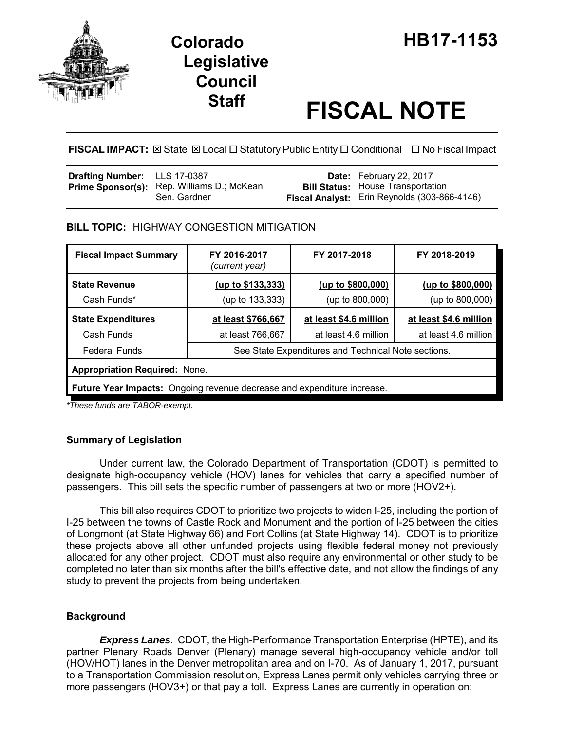# Colorado Legislative Council Staff

# HB17-1153

# FISCAL NOTE

**FISCAL IMPACT:** ☒ State ☒ Local ☐ Statutory Public Entity ☐ Conditional ☐ No Fiscal Impact

| | | | |
|---|---|---|---|
| **Drafting Number:** | LLS 17-0387 | **Date:** | February 22, 2017 |
| **Prime Sponsor(s):** | Rep. Williams D.; McKean<br>Sen. Gardner | **Bill Status:** | House Transportation |
| | | **Fiscal Analyst:** | Erin Reynolds (303-866-4146) |

**BILL TOPIC:** HIGHWAY CONGESTION MITIGATION

| Fiscal Impact Summary | FY 2016-2017 *(current year)* | FY 2017-2018 | FY 2018-2019 |
|---|---|---|---|
| **State Revenue** | **(up to $133,333)** | **(up to $800,000)** | **(up to $800,000)** |
| Cash Funds* | (up to 133,333) | (up to 800,000) | (up to 800,000) |
| **State Expenditures** | **at least $766,667** | **at least $4.6 million** | **at least $4.6 million** |
| Cash Funds | at least 766,667 | at least 4.6 million | at least 4.6 million |
| Federal Funds | See State Expenditures and Technical Note sections. | | |
| **Appropriation Required:** None. | | | |
| **Future Year Impacts:** Ongoing revenue decrease and expenditure increase. | | | |

*These funds are TABOR-exempt.*

### Summary of Legislation

Under current law, the Colorado Department of Transportation (CDOT) is permitted to designate high-occupancy vehicle (HOV) lanes for vehicles that carry a specified number of passengers. This bill sets the specific number of passengers at two or more (HOV2+).

This bill also requires CDOT to prioritize two projects to widen I-25, including the portion of I-25 between the towns of Castle Rock and Monument and the portion of I-25 between the cities of Longmont (at State Highway 66) and Fort Collins (at State Highway 14). CDOT is to prioritize these projects above all other unfunded projects using flexible federal money not previously allocated for any other project. CDOT must also require any environmental or other study to be completed no later than six months after the bill's effective date, and not allow the findings of any study to prevent the projects from being undertaken.

### Background

***Express Lanes.*** CDOT, the High-Performance Transportation Enterprise (HPTE), and its partner Plenary Roads Denver (Plenary) manage several high-occupancy vehicle and/or toll (HOV/HOT) lanes in the Denver metropolitan area and on I-70. As of January 1, 2017, pursuant to a Transportation Commission resolution, Express Lanes permit only vehicles carrying three or more passengers (HOV3+) or that pay a toll. Express Lanes are currently in operation on: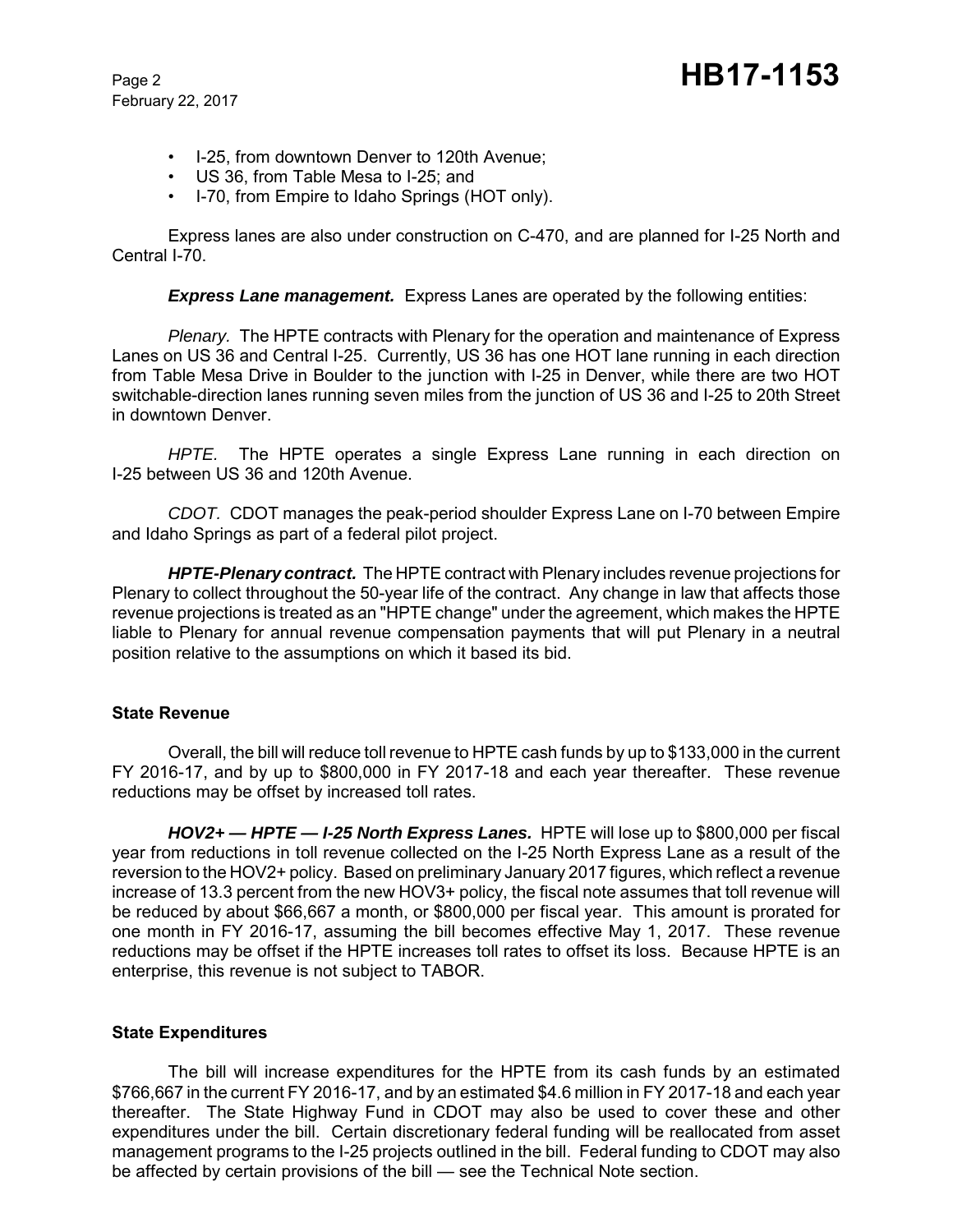- I-25, from downtown Denver to 120th Avenue;
- US 36, from Table Mesa to I-25; and
- I-70, from Empire to Idaho Springs (HOT only).

Express lanes are also under construction on C-470, and are planned for I-25 North and Central I-70.

***Express Lane management.*** Express Lanes are operated by the following entities:

*Plenary.* The HPTE contracts with Plenary for the operation and maintenance of Express Lanes on US 36 and Central I-25. Currently, US 36 has one HOT lane running in each direction from Table Mesa Drive in Boulder to the junction with I-25 in Denver, while there are two HOT switchable-direction lanes running seven miles from the junction of US 36 and I-25 to 20th Street in downtown Denver.

*HPTE.* The HPTE operates a single Express Lane running in each direction on I-25 between US 36 and 120th Avenue.

*CDOT.* CDOT manages the peak-period shoulder Express Lane on I-70 between Empire and Idaho Springs as part of a federal pilot project.

***HPTE-Plenary contract.*** The HPTE contract with Plenary includes revenue projections for Plenary to collect throughout the 50-year life of the contract. Any change in law that affects those revenue projections is treated as an "HPTE change" under the agreement, which makes the HPTE liable to Plenary for annual revenue compensation payments that will put Plenary in a neutral position relative to the assumptions on which it based its bid.

### State Revenue

Overall, the bill will reduce toll revenue to HPTE cash funds by up to $133,000 in the current FY 2016-17, and by up to $800,000 in FY 2017-18 and each year thereafter. These revenue reductions may be offset by increased toll rates.

***HOV2+ — HPTE — I-25 North Express Lanes.*** HPTE will lose up to $800,000 per fiscal year from reductions in toll revenue collected on the I-25 North Express Lane as a result of the reversion to the HOV2+ policy. Based on preliminary January 2017 figures, which reflect a revenue increase of 13.3 percent from the new HOV3+ policy, the fiscal note assumes that toll revenue will be reduced by about $66,667 a month, or $800,000 per fiscal year. This amount is prorated for one month in FY 2016-17, assuming the bill becomes effective May 1, 2017. These revenue reductions may be offset if the HPTE increases toll rates to offset its loss. Because HPTE is an enterprise, this revenue is not subject to TABOR.

### State Expenditures

The bill will increase expenditures for the HPTE from its cash funds by an estimated $766,667 in the current FY 2016-17, and by an estimated $4.6 million in FY 2017-18 and each year thereafter. The State Highway Fund in CDOT may also be used to cover these and other expenditures under the bill. Certain discretionary federal funding will be reallocated from asset management programs to the I-25 projects outlined in the bill. Federal funding to CDOT may also be affected by certain provisions of the bill — see the Technical Note section.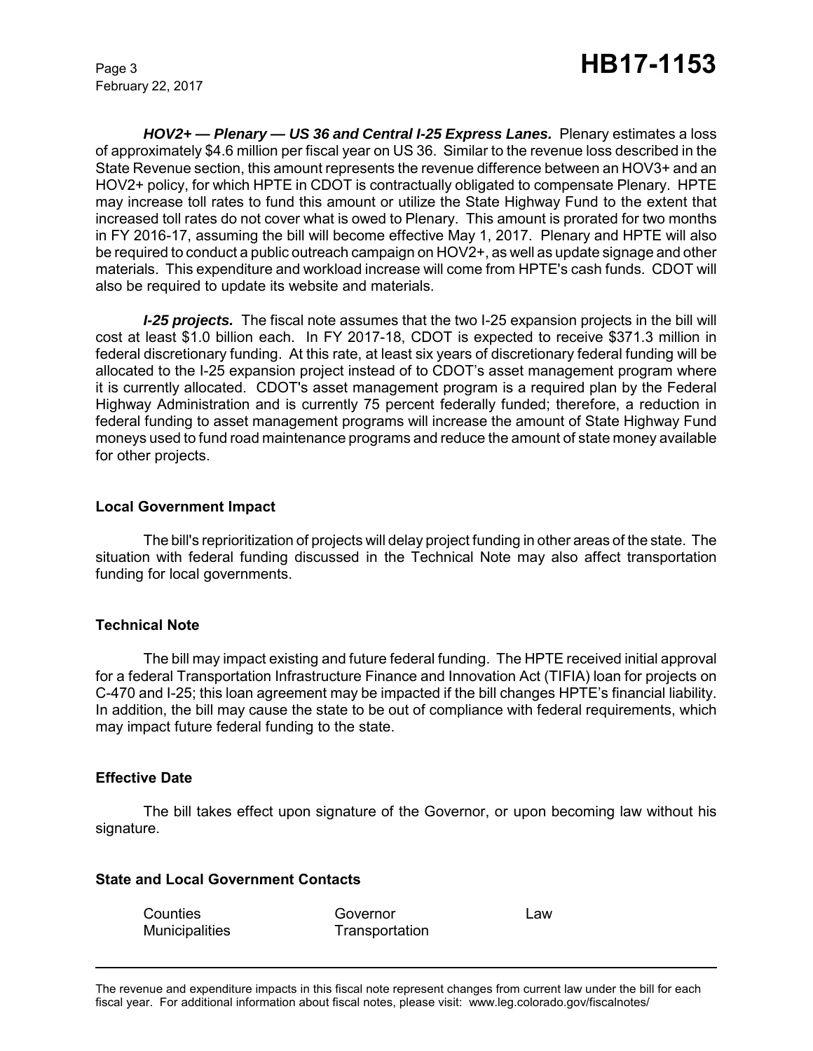***HOV2+ — Plenary — US 36 and Central I-25 Express Lanes.*** Plenary estimates a loss of approximately $4.6 million per fiscal year on US 36. Similar to the revenue loss described in the State Revenue section, this amount represents the revenue difference between an HOV3+ and an HOV2+ policy, for which HPTE in CDOT is contractually obligated to compensate Plenary. HPTE may increase toll rates to fund this amount or utilize the State Highway Fund to the extent that increased toll rates do not cover what is owed to Plenary. This amount is prorated for two months in FY 2016-17, assuming the bill will become effective May 1, 2017. Plenary and HPTE will also be required to conduct a public outreach campaign on HOV2+, as well as update signage and other materials. This expenditure and workload increase will come from HPTE's cash funds. CDOT will also be required to update its website and materials.

***I-25 projects.*** The fiscal note assumes that the two I-25 expansion projects in the bill will cost at least $1.0 billion each. In FY 2017-18, CDOT is expected to receive $371.3 million in federal discretionary funding. At this rate, at least six years of discretionary federal funding will be allocated to the I-25 expansion project instead of to CDOT's asset management program where it is currently allocated. CDOT's asset management program is a required plan by the Federal Highway Administration and is currently 75 percent federally funded; therefore, a reduction in federal funding to asset management programs will increase the amount of State Highway Fund moneys used to fund road maintenance programs and reduce the amount of state money available for other projects.

## Local Government Impact

The bill's reprioritization of projects will delay project funding in other areas of the state. The situation with federal funding discussed in the Technical Note may also affect transportation funding for local governments.

## Technical Note

The bill may impact existing and future federal funding. The HPTE received initial approval for a federal Transportation Infrastructure Finance and Innovation Act (TIFIA) loan for projects on C-470 and I-25; this loan agreement may be impacted if the bill changes HPTE's financial liability. In addition, the bill may cause the state to be out of compliance with federal requirements, which may impact future federal funding to the state.

## Effective Date

The bill takes effect upon signature of the Governor, or upon becoming law without his signature.

## State and Local Government Contacts

| | | |
|---|---|---|
| Counties | Governor | Law |
| Municipalities | Transportation | |

The revenue and expenditure impacts in this fiscal note represent changes from current law under the bill for each fiscal year. For additional information about fiscal notes, please visit: www.leg.colorado.gov/fiscalnotes/